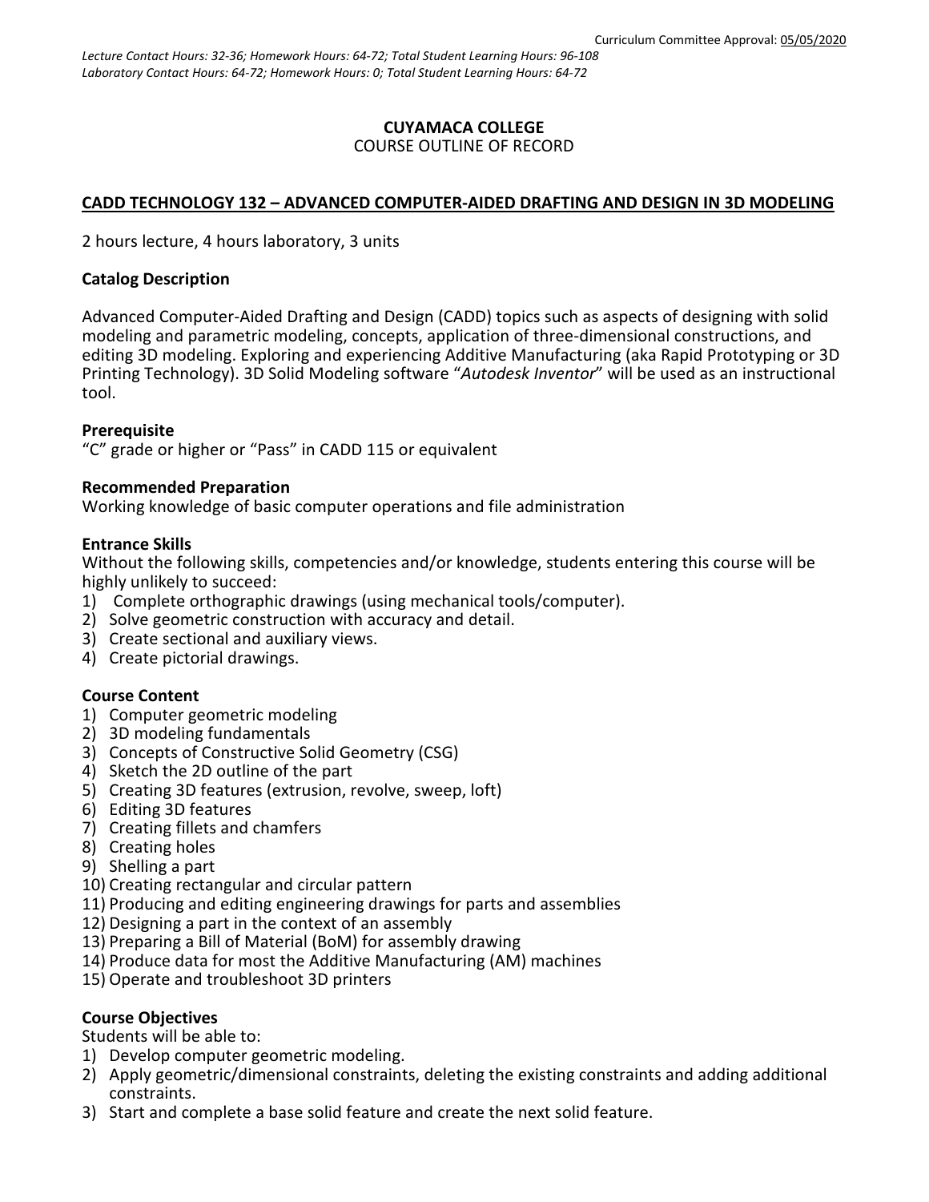Curriculum Committee Approval: 05/05/2020

*Lecture Contact Hours: 32-36; Homework Hours: 64-72; Total Student Learning Hours: 96-108*
*Laboratory Contact Hours: 64-72; Homework Hours: 0; Total Student Learning Hours: 64-72*

**CUYAMACA COLLEGE**
COURSE OUTLINE OF RECORD

# CADD TECHNOLOGY 132 – ADVANCED COMPUTER-AIDED DRAFTING AND DESIGN IN 3D MODELING

2 hours lecture, 4 hours laboratory, 3 units

## Catalog Description

Advanced Computer-Aided Drafting and Design (CADD) topics such as aspects of designing with solid modeling and parametric modeling, concepts, application of three-dimensional constructions, and editing 3D modeling. Exploring and experiencing Additive Manufacturing (aka Rapid Prototyping or 3D Printing Technology). 3D Solid Modeling software "*Autodesk Inventor*" will be used as an instructional tool.

## Prerequisite

"C" grade or higher or "Pass" in CADD 115 or equivalent

## Recommended Preparation

Working knowledge of basic computer operations and file administration

## Entrance Skills

Without the following skills, competencies and/or knowledge, students entering this course will be highly unlikely to succeed:

1) Complete orthographic drawings (using mechanical tools/computer).
2) Solve geometric construction with accuracy and detail.
3) Create sectional and auxiliary views.
4) Create pictorial drawings.

## Course Content

1) Computer geometric modeling
2) 3D modeling fundamentals
3) Concepts of Constructive Solid Geometry (CSG)
4) Sketch the 2D outline of the part
5) Creating 3D features (extrusion, revolve, sweep, loft)
6) Editing 3D features
7) Creating fillets and chamfers
8) Creating holes
9) Shelling a part
10) Creating rectangular and circular pattern
11) Producing and editing engineering drawings for parts and assemblies
12) Designing a part in the context of an assembly
13) Preparing a Bill of Material (BoM) for assembly drawing
14) Produce data for most the Additive Manufacturing (AM) machines
15) Operate and troubleshoot 3D printers

## Course Objectives

Students will be able to:

1) Develop computer geometric modeling.
2) Apply geometric/dimensional constraints, deleting the existing constraints and adding additional constraints.
3) Start and complete a base solid feature and create the next solid feature.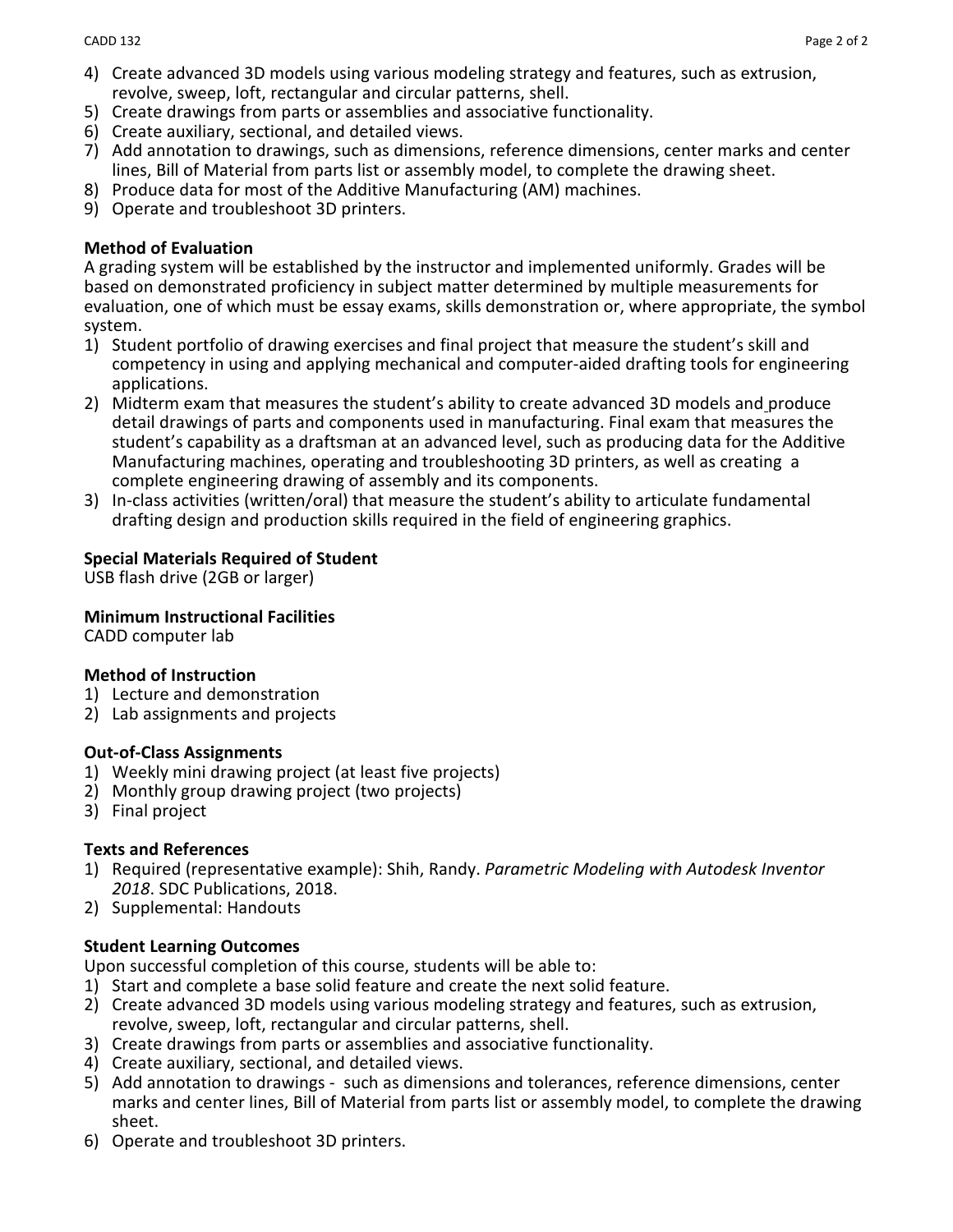4) Create advanced 3D models using various modeling strategy and features, such as extrusion, revolve, sweep, loft, rectangular and circular patterns, shell.
5) Create drawings from parts or assemblies and associative functionality.
6) Create auxiliary, sectional, and detailed views.
7) Add annotation to drawings, such as dimensions, reference dimensions, center marks and center lines, Bill of Material from parts list or assembly model, to complete the drawing sheet.
8) Produce data for most of the Additive Manufacturing (AM) machines.
9) Operate and troubleshoot 3D printers.

**Method of Evaluation**

A grading system will be established by the instructor and implemented uniformly. Grades will be based on demonstrated proficiency in subject matter determined by multiple measurements for evaluation, one of which must be essay exams, skills demonstration or, where appropriate, the symbol system.

1) Student portfolio of drawing exercises and final project that measure the student's skill and competency in using and applying mechanical and computer-aided drafting tools for engineering applications.
2) Midterm exam that measures the student's ability to create advanced 3D models and produce detail drawings of parts and components used in manufacturing. Final exam that measures the student's capability as a draftsman at an advanced level, such as producing data for the Additive Manufacturing machines, operating and troubleshooting 3D printers, as well as creating a complete engineering drawing of assembly and its components.
3) In-class activities (written/oral) that measure the student's ability to articulate fundamental drafting design and production skills required in the field of engineering graphics.

**Special Materials Required of Student**

USB flash drive (2GB or larger)

**Minimum Instructional Facilities**

CADD computer lab

**Method of Instruction**

1) Lecture and demonstration
2) Lab assignments and projects

**Out-of-Class Assignments**

1) Weekly mini drawing project (at least five projects)
2) Monthly group drawing project (two projects)
3) Final project

**Texts and References**

1) Required (representative example): Shih, Randy. *Parametric Modeling with Autodesk Inventor 2018*. SDC Publications, 2018.
2) Supplemental: Handouts

**Student Learning Outcomes**

Upon successful completion of this course, students will be able to:

1) Start and complete a base solid feature and create the next solid feature.
2) Create advanced 3D models using various modeling strategy and features, such as extrusion, revolve, sweep, loft, rectangular and circular patterns, shell.
3) Create drawings from parts or assemblies and associative functionality.
4) Create auxiliary, sectional, and detailed views.
5) Add annotation to drawings - such as dimensions and tolerances, reference dimensions, center marks and center lines, Bill of Material from parts list or assembly model, to complete the drawing sheet.
6) Operate and troubleshoot 3D printers.